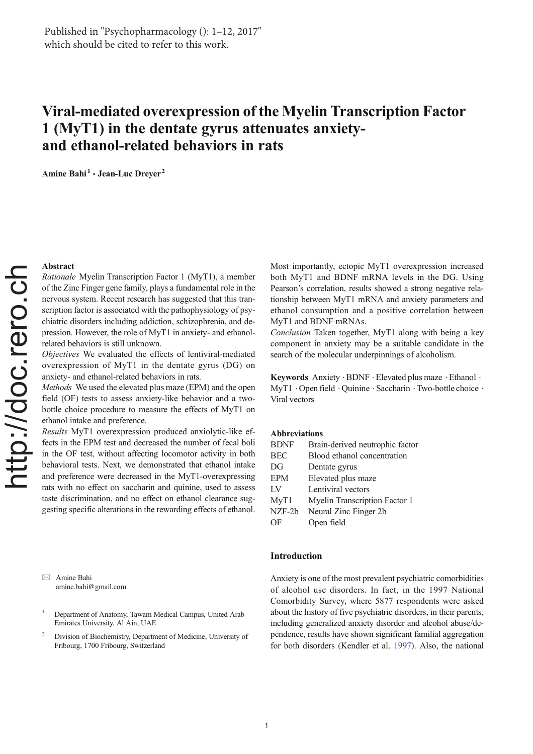Published in "Psychopharmacology (): 1–12, 2017" which should be cited to refer to this work.

# Viral-mediated overexpression of the Myelin Transcription Factor 1 (MyT1) in the dentate gyrus attenuates anxiety- and ethanol-related behaviors in rats

**Amine Bahi**[1] **· Jean-Luc Dreyer**[2]

## Abstract

*Rationale* Myelin Transcription Factor 1 (MyT1), a member of the Zinc Finger gene family, plays a fundamental role in the nervous system. Recent research has suggested that this transcription factor is associated with the pathophysiology of psychiatric disorders including addiction, schizophrenia, and depression. However, the role of MyT1 in anxiety- and ethanol-related behaviors is still unknown.

*Objectives* We evaluated the effects of lentiviral-mediated overexpression of MyT1 in the dentate gyrus (DG) on anxiety- and ethanol-related behaviors in rats.

*Methods* We used the elevated plus maze (EPM) and the open field (OF) tests to assess anxiety-like behavior and a two-bottle choice procedure to measure the effects of MyT1 on ethanol intake and preference.

*Results* MyT1 overexpression produced anxiolytic-like effects in the EPM test and decreased the number of fecal boli in the OF test, without affecting locomotor activity in both behavioral tests. Next, we demonstrated that ethanol intake and preference were decreased in the MyT1-overexpressing rats with no effect on saccharin and quinine, used to assess taste discrimination, and no effect on ethanol clearance suggesting specific alterations in the rewarding effects of ethanol. Most importantly, ectopic MyT1 overexpression increased both MyT1 and BDNF mRNA levels in the DG. Using Pearson's correlation, results showed a strong negative relationship between MyT1 mRNA and anxiety parameters and ethanol consumption and a positive correlation between MyT1 and BDNF mRNAs.

*Conclusion* Taken together, MyT1 along with being a key component in anxiety may be a suitable candidate in the search of the molecular underpinnings of alcoholism.

**Keywords** Anxiety · BDNF · Elevated plus maze · Ethanol · MyT1 · Open field · Quinine · Saccharin · Two-bottle choice · Viral vectors

### Abbreviations

| | |
|---|---|
| BDNF | Brain-derived neutrophic factor |
| BEC | Blood ethanol concentration |
| DG | Dentate gyrus |
| EPM | Elevated plus maze |
| LV | Lentiviral vectors |
| MyT1 | Myelin Transcription Factor 1 |
| NZF-2b | Neural Zinc Finger 2b |
| OF | Open field |

✉ Amine Bahi
amine.bahi@gmail.com

[1] Department of Anatomy, Tawam Medical Campus, United Arab Emirates University, Al Ain, UAE

[2] Division of Biochemistry, Department of Medicine, University of Fribourg, 1700 Fribourg, Switzerland

## Introduction

Anxiety is one of the most prevalent psychiatric comorbidities of alcohol use disorders. In fact, in the 1997 National Comorbidity Survey, where 5877 respondents were asked about the history of five psychiatric disorders, in their parents, including generalized anxiety disorder and alcohol abuse/dependence, results have shown significant familial aggregation for both disorders (Kendler et al. 1997). Also, the national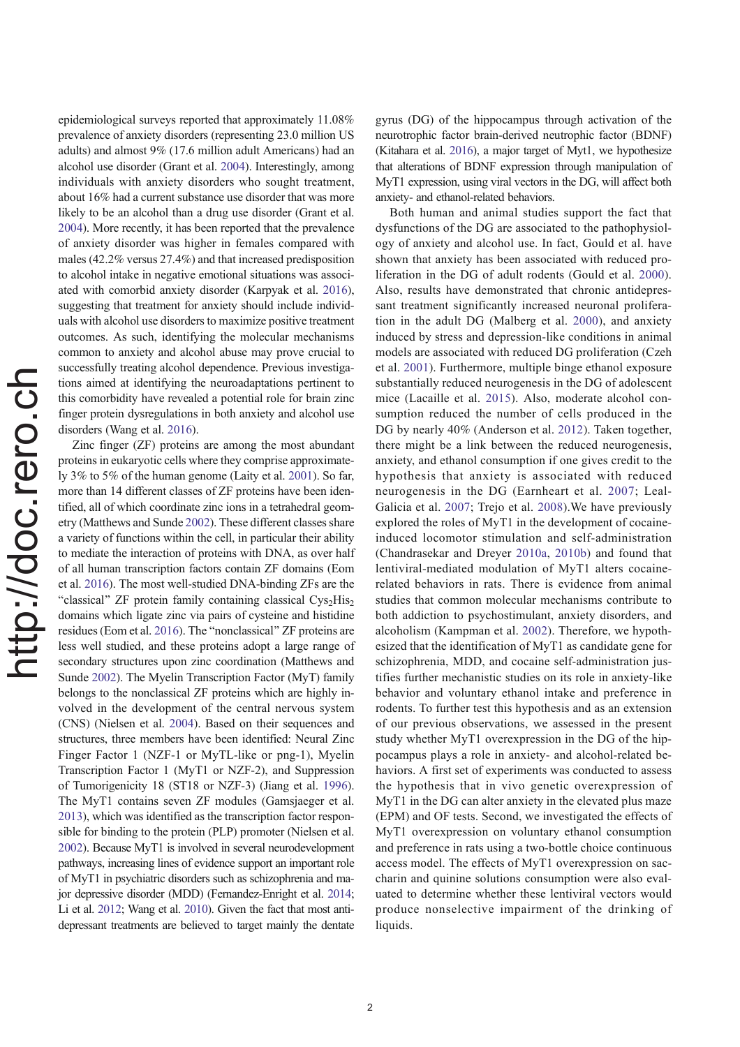epidemiological surveys reported that approximately 11.08% prevalence of anxiety disorders (representing 23.0 million US adults) and almost 9% (17.6 million adult Americans) had an alcohol use disorder (Grant et al. 2004). Interestingly, among individuals with anxiety disorders who sought treatment, about 16% had a current substance use disorder that was more likely to be an alcohol than a drug use disorder (Grant et al. 2004). More recently, it has been reported that the prevalence of anxiety disorder was higher in females compared with males (42.2% versus 27.4%) and that increased predisposition to alcohol intake in negative emotional situations was associated with comorbid anxiety disorder (Karpyak et al. 2016), suggesting that treatment for anxiety should include individuals with alcohol use disorders to maximize positive treatment outcomes. As such, identifying the molecular mechanisms common to anxiety and alcohol abuse may prove crucial to successfully treating alcohol dependence. Previous investigations aimed at identifying the neuroadaptations pertinent to this comorbidity have revealed a potential role for brain zinc finger protein dysregulations in both anxiety and alcohol use disorders (Wang et al. 2016).

Zinc finger (ZF) proteins are among the most abundant proteins in eukaryotic cells where they comprise approximately 3% to 5% of the human genome (Laity et al. 2001). So far, more than 14 different classes of ZF proteins have been identified, all of which coordinate zinc ions in a tetrahedral geometry (Matthews and Sunde 2002). These different classes share a variety of functions within the cell, in particular their ability to mediate the interaction of proteins with DNA, as over half of all human transcription factors contain ZF domains (Eom et al. 2016). The most well-studied DNA-binding ZFs are the "classical" ZF protein family containing classical $Cys_2His_2$ domains which ligate zinc via pairs of cysteine and histidine residues (Eom et al. 2016). The "nonclassical" ZF proteins are less well studied, and these proteins adopt a large range of secondary structures upon zinc coordination (Matthews and Sunde 2002). The Myelin Transcription Factor (MyT) family belongs to the nonclassical ZF proteins which are highly involved in the development of the central nervous system (CNS) (Nielsen et al. 2004). Based on their sequences and structures, three members have been identified: Neural Zinc Finger Factor 1 (NZF-1 or MyTL-like or png-1), Myelin Transcription Factor 1 (MyT1 or NZF-2), and Suppression of Tumorigenicity 18 (ST18 or NZF-3) (Jiang et al. 1996). The MyT1 contains seven ZF modules (Gamsjaeger et al. 2013), which was identified as the transcription factor responsible for binding to the protein (PLP) promoter (Nielsen et al. 2002). Because MyT1 is involved in several neurodevelopment pathways, increasing lines of evidence support an important role of MyT1 in psychiatric disorders such as schizophrenia and major depressive disorder (MDD) (Fernandez-Enright et al. 2014; Li et al. 2012; Wang et al. 2010). Given the fact that most antidepressant treatments are believed to target mainly the dentate gyrus (DG) of the hippocampus through activation of the neurotrophic factor brain-derived neutrophic factor (BDNF) (Kitahara et al. 2016), a major target of Myt1, we hypothesize that alterations of BDNF expression through manipulation of MyT1 expression, using viral vectors in the DG, will affect both anxiety- and ethanol-related behaviors.

Both human and animal studies support the fact that dysfunctions of the DG are associated to the pathophysiology of anxiety and alcohol use. In fact, Gould et al. have shown that anxiety has been associated with reduced proliferation in the DG of adult rodents (Gould et al. 2000). Also, results have demonstrated that chronic antidepressant treatment significantly increased neuronal proliferation in the adult DG (Malberg et al. 2000), and anxiety induced by stress and depression-like conditions in animal models are associated with reduced DG proliferation (Czeh et al. 2001). Furthermore, multiple binge ethanol exposure substantially reduced neurogenesis in the DG of adolescent mice (Lacaille et al. 2015). Also, moderate alcohol consumption reduced the number of cells produced in the DG by nearly 40% (Anderson et al. 2012). Taken together, there might be a link between the reduced neurogenesis, anxiety, and ethanol consumption if one gives credit to the hypothesis that anxiety is associated with reduced neurogenesis in the DG (Earnheart et al. 2007; Leal-Galicia et al. 2007; Trejo et al. 2008).We have previously explored the roles of MyT1 in the development of cocaine-induced locomotor stimulation and self-administration (Chandrasekar and Dreyer 2010a, 2010b) and found that lentiviral-mediated modulation of MyT1 alters cocaine-related behaviors in rats. There is evidence from animal studies that common molecular mechanisms contribute to both addiction to psychostimulant, anxiety disorders, and alcoholism (Kampman et al. 2002). Therefore, we hypothesized that the identification of MyT1 as candidate gene for schizophrenia, MDD, and cocaine self-administration justifies further mechanistic studies on its role in anxiety-like behavior and voluntary ethanol intake and preference in rodents. To further test this hypothesis and as an extension of our previous observations, we assessed in the present study whether MyT1 overexpression in the DG of the hippocampus plays a role in anxiety- and alcohol-related behaviors. A first set of experiments was conducted to assess the hypothesis that in vivo genetic overexpression of MyT1 in the DG can alter anxiety in the elevated plus maze (EPM) and OF tests. Second, we investigated the effects of MyT1 overexpression on voluntary ethanol consumption and preference in rats using a two-bottle choice continuous access model. The effects of MyT1 overexpression on saccharin and quinine solutions consumption were also evaluated to determine whether these lentiviral vectors would produce nonselective impairment of the drinking of liquids.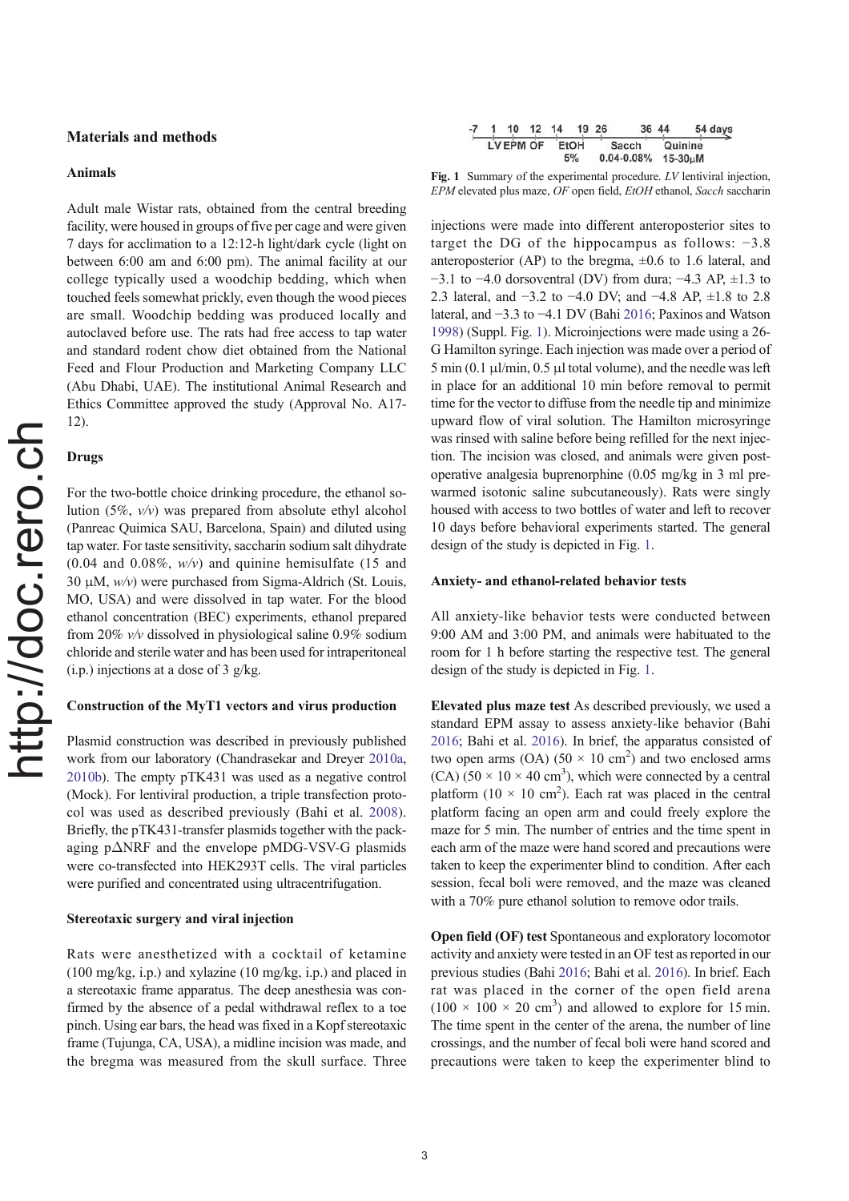## Materials and methods

### Animals

Adult male Wistar rats, obtained from the central breeding facility, were housed in groups of five per cage and were given 7 days for acclimation to a 12:12-h light/dark cycle (light on between 6:00 am and 6:00 pm). The animal facility at our college typically used a woodchip bedding, which when touched feels somewhat prickly, even though the wood pieces are small. Woodchip bedding was produced locally and autoclaved before use. The rats had free access to tap water and standard rodent chow diet obtained from the National Feed and Flour Production and Marketing Company LLC (Abu Dhabi, UAE). The institutional Animal Research and Ethics Committee approved the study (Approval No. A17-12).

### Drugs

For the two-bottle choice drinking procedure, the ethanol solution (5%, *v/v*) was prepared from absolute ethyl alcohol (Panreac Quimica SAU, Barcelona, Spain) and diluted using tap water. For taste sensitivity, saccharin sodium salt dihydrate (0.04 and 0.08%, *w/v*) and quinine hemisulfate (15 and 30 μM, *w/v*) were purchased from Sigma-Aldrich (St. Louis, MO, USA) and were dissolved in tap water. For the blood ethanol concentration (BEC) experiments, ethanol prepared from 20% *v/v* dissolved in physiological saline 0.9% sodium chloride and sterile water and has been used for intraperitoneal (i.p.) injections at a dose of 3 g/kg.

### Construction of the MyT1 vectors and virus production

Plasmid construction was described in previously published work from our laboratory (Chandrasekar and Dreyer 2010a, 2010b). The empty pTK431 was used as a negative control (Mock). For lentiviral production, a triple transfection protocol was used as described previously (Bahi et al. 2008). Briefly, the pTK431-transfer plasmids together with the packaging pΔNRF and the envelope pMDG-VSV-G plasmids were co-transfected into HEK293T cells. The viral particles were purified and concentrated using ultracentrifugation.

### Stereotaxic surgery and viral injection

Rats were anesthetized with a cocktail of ketamine (100 mg/kg, i.p.) and xylazine (10 mg/kg, i.p.) and placed in a stereotaxic frame apparatus. The deep anesthesia was confirmed by the absence of a pedal withdrawal reflex to a toe pinch. Using ear bars, the head was fixed in a Kopf stereotaxic frame (Tujunga, CA, USA), a midline incision was made, and the bregma was measured from the skull surface. Three injections were made into different anteroposterior sites to target the DG of the hippocampus as follows: −3.8 anteroposterior (AP) to the bregma, ±0.6 to 1.6 lateral, and −3.1 to −4.0 dorsoventral (DV) from dura; −4.3 AP, ±1.3 to 2.3 lateral, and −3.2 to −4.0 DV; and −4.8 AP, ±1.8 to 2.8 lateral, and −3.3 to −4.1 DV (Bahi 2016; Paxinos and Watson 1998) (Suppl. Fig. 1). Microinjections were made using a 26-G Hamilton syringe. Each injection was made over a period of 5 min (0.1 μl/min, 0.5 μl total volume), and the needle was left in place for an additional 10 min before removal to permit time for the vector to diffuse from the needle tip and minimize upward flow of viral solution. The Hamilton microsyringe was rinsed with saline before being refilled for the next injection. The incision was closed, and animals were given postoperative analgesia buprenorphine (0.05 mg/kg in 3 ml prewarmed isotonic saline subcutaneously). Rats were singly housed with access to two bottles of water and left to recover 10 days before behavioral experiments started. The general design of the study is depicted in Fig. 1.

```
-7   1   10   12   14     19  26        36  44       54 days
     LV  EPM  OF   EtOH       Sacch         Quinine
                   5%         0.04-0.08%    15-30μM
```

**Fig. 1** Summary of the experimental procedure. *LV* lentiviral injection, *EPM* elevated plus maze, *OF* open field, *EtOH* ethanol, *Sacch* saccharin

### Anxiety- and ethanol-related behavior tests

All anxiety-like behavior tests were conducted between 9:00 AM and 3:00 PM, and animals were habituated to the room for 1 h before starting the respective test. The general design of the study is depicted in Fig. 1.

**Elevated plus maze test** As described previously, we used a standard EPM assay to assess anxiety-like behavior (Bahi 2016; Bahi et al. 2016). In brief, the apparatus consisted of two open arms (OA) (50 × 10 cm$^2$) and two enclosed arms (CA) (50 × 10 × 40 cm$^3$), which were connected by a central platform (10 × 10 cm$^2$). Each rat was placed in the central platform facing an open arm and could freely explore the maze for 5 min. The number of entries and the time spent in each arm of the maze were hand scored and precautions were taken to keep the experimenter blind to condition. After each session, fecal boli were removed, and the maze was cleaned with a 70% pure ethanol solution to remove odor trails.

**Open field (OF) test** Spontaneous and exploratory locomotor activity and anxiety were tested in an OF test as reported in our previous studies (Bahi 2016; Bahi et al. 2016). In brief. Each rat was placed in the corner of the open field arena (100 × 100 × 20 cm$^3$) and allowed to explore for 15 min. The time spent in the center of the arena, the number of line crossings, and the number of fecal boli were hand scored and precautions were taken to keep the experimenter blind to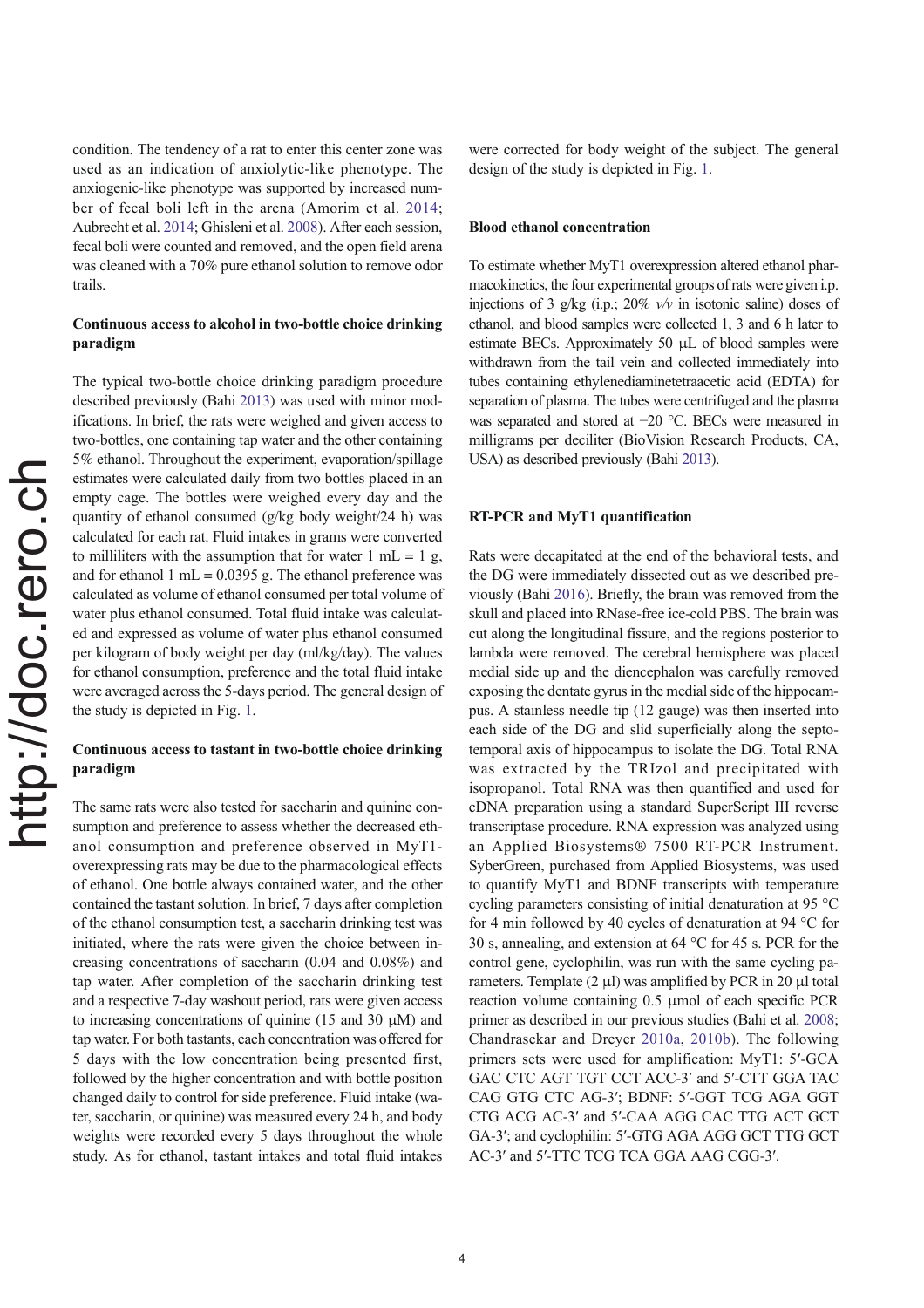condition. The tendency of a rat to enter this center zone was used as an indication of anxiolytic-like phenotype. The anxiogenic-like phenotype was supported by increased number of fecal boli left in the arena (Amorim et al. 2014; Aubrecht et al. 2014; Ghisleni et al. 2008). After each session, fecal boli were counted and removed, and the open field arena was cleaned with a 70% pure ethanol solution to remove odor trails.

### Continuous access to alcohol in two-bottle choice drinking paradigm

The typical two-bottle choice drinking paradigm procedure described previously (Bahi 2013) was used with minor modifications. In brief, the rats were weighed and given access to two-bottles, one containing tap water and the other containing 5% ethanol. Throughout the experiment, evaporation/spillage estimates were calculated daily from two bottles placed in an empty cage. The bottles were weighed every day and the quantity of ethanol consumed (g/kg body weight/24 h) was calculated for each rat. Fluid intakes in grams were converted to milliliters with the assumption that for water 1 mL = 1 g, and for ethanol 1 mL = 0.0395 g. The ethanol preference was calculated as volume of ethanol consumed per total volume of water plus ethanol consumed. Total fluid intake was calculated and expressed as volume of water plus ethanol consumed per kilogram of body weight per day (ml/kg/day). The values for ethanol consumption, preference and the total fluid intake were averaged across the 5-days period. The general design of the study is depicted in Fig. 1.

### Continuous access to tastant in two-bottle choice drinking paradigm

The same rats were also tested for saccharin and quinine consumption and preference to assess whether the decreased ethanol consumption and preference observed in MyT1-overexpressing rats may be due to the pharmacological effects of ethanol. One bottle always contained water, and the other contained the tastant solution. In brief, 7 days after completion of the ethanol consumption test, a saccharin drinking test was initiated, where the rats were given the choice between increasing concentrations of saccharin (0.04 and 0.08%) and tap water. After completion of the saccharin drinking test and a respective 7-day washout period, rats were given access to increasing concentrations of quinine (15 and 30 μM) and tap water. For both tastants, each concentration was offered for 5 days with the low concentration being presented first, followed by the higher concentration and with bottle position changed daily to control for side preference. Fluid intake (water, saccharin, or quinine) was measured every 24 h, and body weights were recorded every 5 days throughout the whole study. As for ethanol, tastant intakes and total fluid intakes were corrected for body weight of the subject. The general design of the study is depicted in Fig. 1.

### Blood ethanol concentration

To estimate whether MyT1 overexpression altered ethanol pharmacokinetics, the four experimental groups of rats were given i.p. injections of 3 g/kg (i.p.; 20% *v/v* in isotonic saline) doses of ethanol, and blood samples were collected 1, 3 and 6 h later to estimate BECs. Approximately 50 μL of blood samples were withdrawn from the tail vein and collected immediately into tubes containing ethylenediaminetetraacetic acid (EDTA) for separation of plasma. The tubes were centrifuged and the plasma was separated and stored at −20 °C. BECs were measured in milligrams per deciliter (BioVision Research Products, CA, USA) as described previously (Bahi 2013).

### RT-PCR and MyT1 quantification

Rats were decapitated at the end of the behavioral tests, and the DG were immediately dissected out as we described previously (Bahi 2016). Briefly, the brain was removed from the skull and placed into RNase-free ice-cold PBS. The brain was cut along the longitudinal fissure, and the regions posterior to lambda were removed. The cerebral hemisphere was placed medial side up and the diencephalon was carefully removed exposing the dentate gyrus in the medial side of the hippocampus. A stainless needle tip (12 gauge) was then inserted into each side of the DG and slid superficially along the septo-temporal axis of hippocampus to isolate the DG. Total RNA was extracted by the TRIzol and precipitated with isopropanol. Total RNA was then quantified and used for cDNA preparation using a standard SuperScript III reverse transcriptase procedure. RNA expression was analyzed using an Applied Biosystems® 7500 RT-PCR Instrument. SyberGreen, purchased from Applied Biosystems, was used to quantify MyT1 and BDNF transcripts with temperature cycling parameters consisting of initial denaturation at 95 °C for 4 min followed by 40 cycles of denaturation at 94 °C for 30 s, annealing, and extension at 64 °C for 45 s. PCR for the control gene, cyclophilin, was run with the same cycling parameters. Template (2 μl) was amplified by PCR in 20 μl total reaction volume containing 0.5 μmol of each specific PCR primer as described in our previous studies (Bahi et al. 2008; Chandrasekar and Dreyer 2010a, 2010b). The following primers sets were used for amplification: MyT1: 5′-GCA GAC CTC AGT TGT CCT ACC-3′ and 5′-CTT GGA TAC CAG GTG CTC AG-3′; BDNF: 5′-GGT TCG AGA GGT CTG ACG AC-3′ and 5′-CAA AGG CAC TTG ACT GCT GA-3′; and cyclophilin: 5′-GTG AGA AGG GCT TTG GCT AC-3′ and 5′-TTC TCG TCA GGA AAG CGG-3′.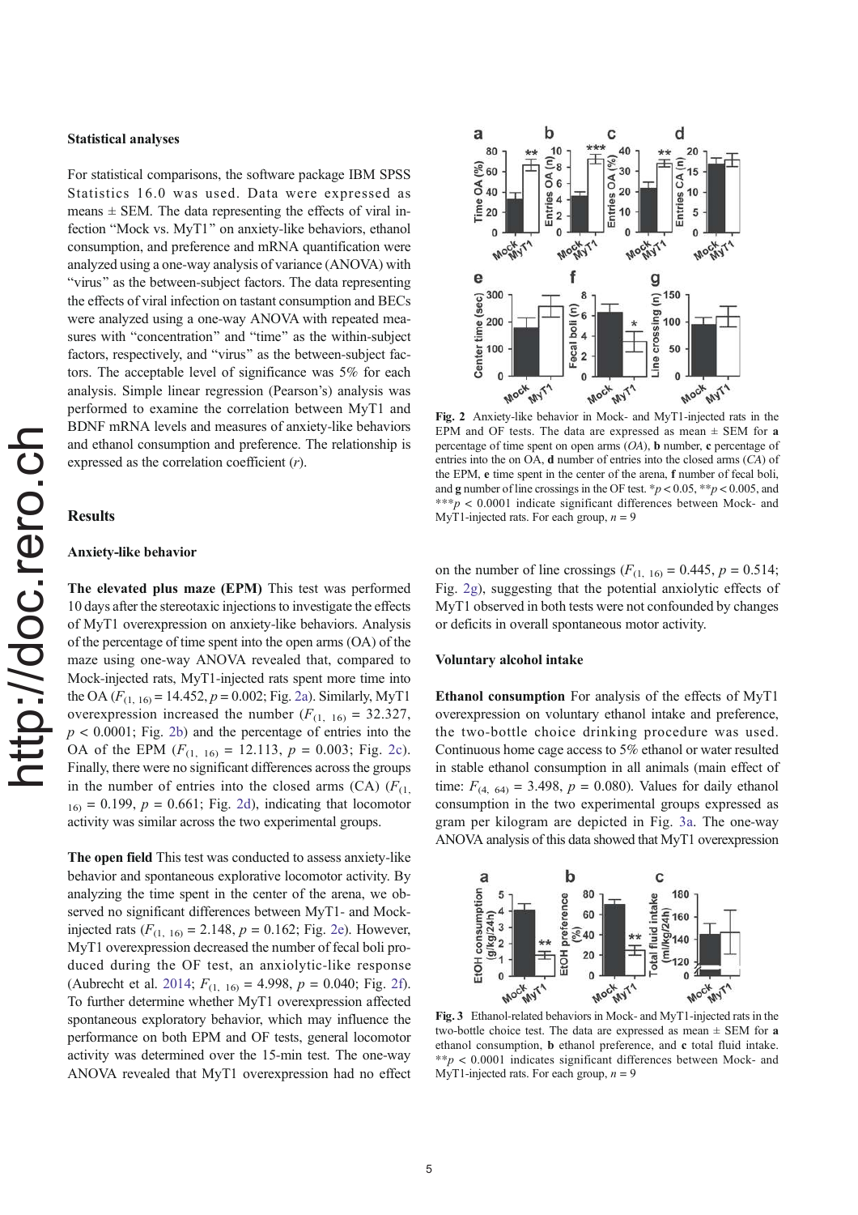### Statistical analyses

For statistical comparisons, the software package IBM SPSS Statistics 16.0 was used. Data were expressed as means ± SEM. The data representing the effects of viral infection "Mock vs. MyT1" on anxiety-like behaviors, ethanol consumption, and preference and mRNA quantification were analyzed using a one-way analysis of variance (ANOVA) with "virus" as the between-subject factors. The data representing the effects of viral infection on tastant consumption and BECs were analyzed using a one-way ANOVA with repeated measures with "concentration" and "time" as the within-subject factors, respectively, and "virus" as the between-subject factors. The acceptable level of significance was 5% for each analysis. Simple linear regression (Pearson's) analysis was performed to examine the correlation between MyT1 and BDNF mRNA levels and measures of anxiety-like behaviors and ethanol consumption and preference. The relationship is expressed as the correlation coefficient (*r*).

## Results

### Anxiety-like behavior

**The elevated plus maze (EPM)** This test was performed 10 days after the stereotaxic injections to investigate the effects of MyT1 overexpression on anxiety-like behaviors. Analysis of the percentage of time spent into the open arms (OA) of the maze using one-way ANOVA revealed that, compared to Mock-injected rats, MyT1-injected rats spent more time into the OA ($F_{(1, 16)} = 14.452$, $p = 0.002$; Fig. 2a). Similarly, MyT1 overexpression increased the number ($F_{(1, 16)} = 32.327$, $p < 0.0001$; Fig. 2b) and the percentage of entries into the OA of the EPM ($F_{(1, 16)} = 12.113$, $p = 0.003$; Fig. 2c). Finally, there were no significant differences across the groups in the number of entries into the closed arms (CA) ($F_{(1, 16)} = 0.199$, $p = 0.661$; Fig. 2d), indicating that locomotor activity was similar across the two experimental groups.

**The open field** This test was conducted to assess anxiety-like behavior and spontaneous explorative locomotor activity. By analyzing the time spent in the center of the arena, we observed no significant differences between MyT1- and Mock-injected rats ($F_{(1, 16)} = 2.148$, $p = 0.162$; Fig. 2e). However, MyT1 overexpression decreased the number of fecal boli produced during the OF test, an anxiolytic-like response (Aubrecht et al. 2014; $F_{(1, 16)} = 4.998$, $p = 0.040$; Fig. 2f). To further determine whether MyT1 overexpression affected spontaneous exploratory behavior, which may influence the performance on both EPM and OF tests, general locomotor activity was determined over the 15-min test. The one-way ANOVA revealed that MyT1 overexpression had no effect on the number of line crossings ($F_{(1, 16)} = 0.445$, $p = 0.514$; Fig. 2g), suggesting that the potential anxiolytic effects of MyT1 observed in both tests were not confounded by changes or deficits in overall spontaneous motor activity.

**Fig. 2** Anxiety-like behavior in Mock- and MyT1-injected rats in the EPM and OF tests. The data are expressed as mean ± SEM for **a** percentage of time spent on open arms (*OA*), **b** number, **c** percentage of entries into the on OA, **d** number of entries into the closed arms (*CA*) of the EPM, **e** time spent in the center of the arena, **f** number of fecal boli, and **g** number of line crossings in the OF test. \*$p < 0.05$, \*\*$p < 0.005$, and \*\*\*$p < 0.0001$ indicate significant differences between Mock- and MyT1-injected rats. For each group, $n = 9$

### Voluntary alcohol intake

**Ethanol consumption** For analysis of the effects of MyT1 overexpression on voluntary ethanol intake and preference, the two-bottle choice drinking procedure was used. Continuous home cage access to 5% ethanol or water resulted in stable ethanol consumption in all animals (main effect of time: $F_{(4, 64)} = 3.498$, $p = 0.080$). Values for daily ethanol consumption in the two experimental groups expressed as gram per kilogram are depicted in Fig. 3a. The one-way ANOVA analysis of this data showed that MyT1 overexpression

**Fig. 3** Ethanol-related behaviors in Mock- and MyT1-injected rats in the two-bottle choice test. The data are expressed as mean ± SEM for **a** ethanol consumption, **b** ethanol preference, and **c** total fluid intake. \*\*$p < 0.0001$ indicates significant differences between Mock- and MyT1-injected rats. For each group, $n = 9$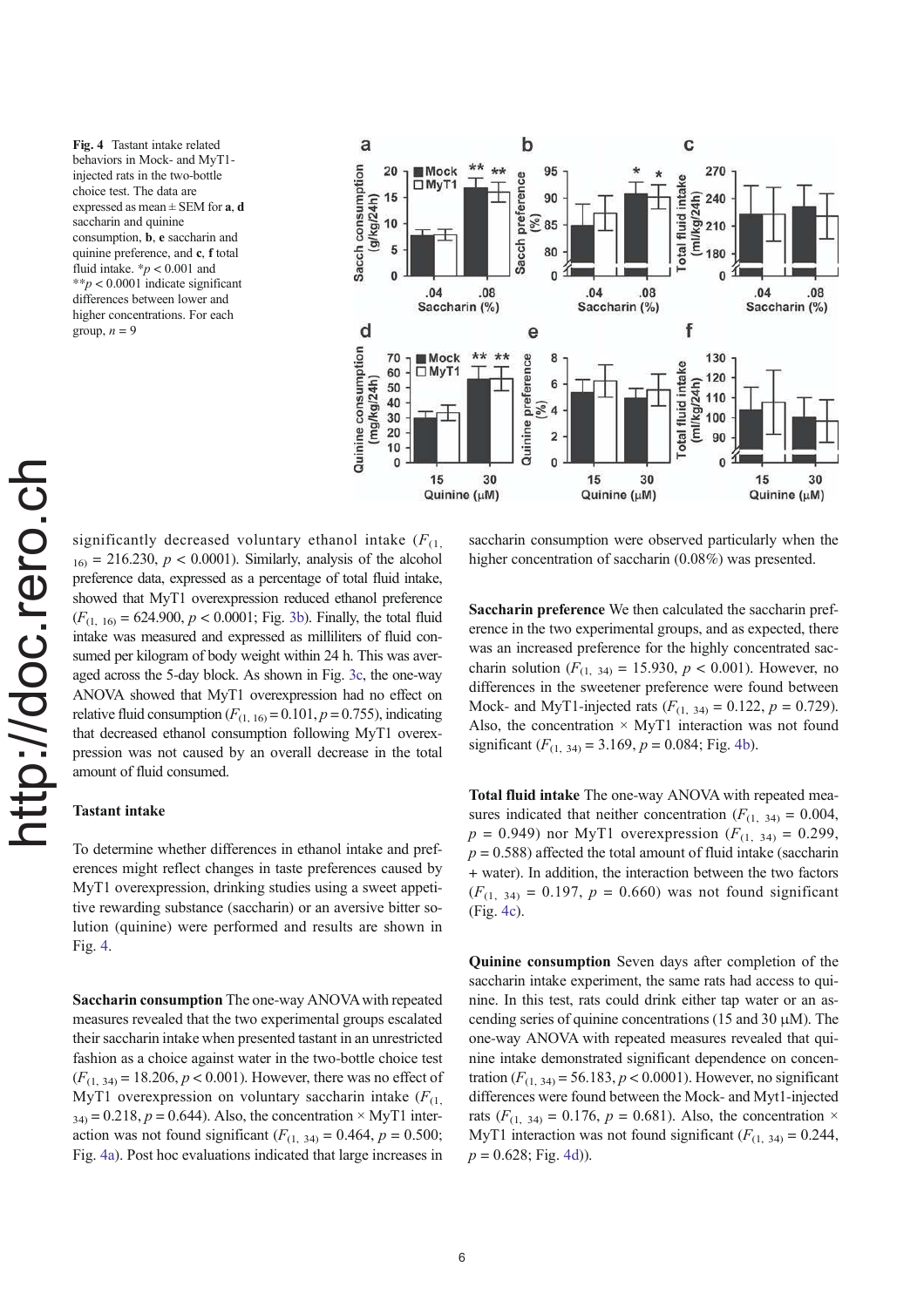**Fig. 4** Tastant intake related behaviors in Mock- and MyT1-injected rats in the two-bottle choice test. The data are expressed as mean ± SEM for **a**, **d** saccharin and quinine consumption, **b**, **e** saccharin and quinine preference, and **c**, **f** total fluid intake. \*$p < 0.001$ and \*\*$p < 0.0001$ indicate significant differences between lower and higher concentrations. For each group, $n = 9$

significantly decreased voluntary ethanol intake ($F_{(1, 16)} = 216.230$, $p < 0.0001$). Similarly, analysis of the alcohol preference data, expressed as a percentage of total fluid intake, showed that MyT1 overexpression reduced ethanol preference ($F_{(1, 16)} = 624.900$, $p < 0.0001$; Fig. 3b). Finally, the total fluid intake was measured and expressed as milliliters of fluid consumed per kilogram of body weight within 24 h. This was averaged across the 5-day block. As shown in Fig. 3c, the one-way ANOVA showed that MyT1 overexpression had no effect on relative fluid consumption ($F_{(1, 16)} = 0.101$, $p = 0.755$), indicating that decreased ethanol consumption following MyT1 overexpression was not caused by an overall decrease in the total amount of fluid consumed.

### Tastant intake

To determine whether differences in ethanol intake and preferences might reflect changes in taste preferences caused by MyT1 overexpression, drinking studies using a sweet appetitive rewarding substance (saccharin) or an aversive bitter solution (quinine) were performed and results are shown in Fig. 4.

**Saccharin consumption** The one-way ANOVA with repeated measures revealed that the two experimental groups escalated their saccharin intake when presented tastant in an unrestricted fashion as a choice against water in the two-bottle choice test ($F_{(1, 34)} = 18.206$, $p < 0.001$). However, there was no effect of MyT1 overexpression on voluntary saccharin intake ($F_{(1, 34)} = 0.218$, $p = 0.644$). Also, the concentration × MyT1 interaction was not found significant ($F_{(1, 34)} = 0.464$, $p = 0.500$; Fig. 4a). Post hoc evaluations indicated that large increases in saccharin consumption were observed particularly when the higher concentration of saccharin (0.08%) was presented.

**Saccharin preference** We then calculated the saccharin preference in the two experimental groups, and as expected, there was an increased preference for the highly concentrated saccharin solution ($F_{(1, 34)} = 15.930$, $p < 0.001$). However, no differences in the sweetener preference were found between Mock- and MyT1-injected rats ($F_{(1, 34)} = 0.122$, $p = 0.729$). Also, the concentration × MyT1 interaction was not found significant ($F_{(1, 34)} = 3.169$, $p = 0.084$; Fig. 4b).

**Total fluid intake** The one-way ANOVA with repeated measures indicated that neither concentration ($F_{(1, 34)} = 0.004$, $p = 0.949$) nor MyT1 overexpression ($F_{(1, 34)} = 0.299$, $p = 0.588$) affected the total amount of fluid intake (saccharin + water). In addition, the interaction between the two factors ($F_{(1, 34)} = 0.197$, $p = 0.660$) was not found significant (Fig. 4c).

**Quinine consumption** Seven days after completion of the saccharin intake experiment, the same rats had access to quinine. In this test, rats could drink either tap water or an ascending series of quinine concentrations (15 and 30 μM). The one-way ANOVA with repeated measures revealed that quinine intake demonstrated significant dependence on concentration ($F_{(1, 34)} = 56.183$, $p < 0.0001$). However, no significant differences were found between the Mock- and Myt1-injected rats ($F_{(1, 34)} = 0.176$, $p = 0.681$). Also, the concentration × MyT1 interaction was not found significant ($F_{(1, 34)} = 0.244$, $p = 0.628$; Fig. 4d)).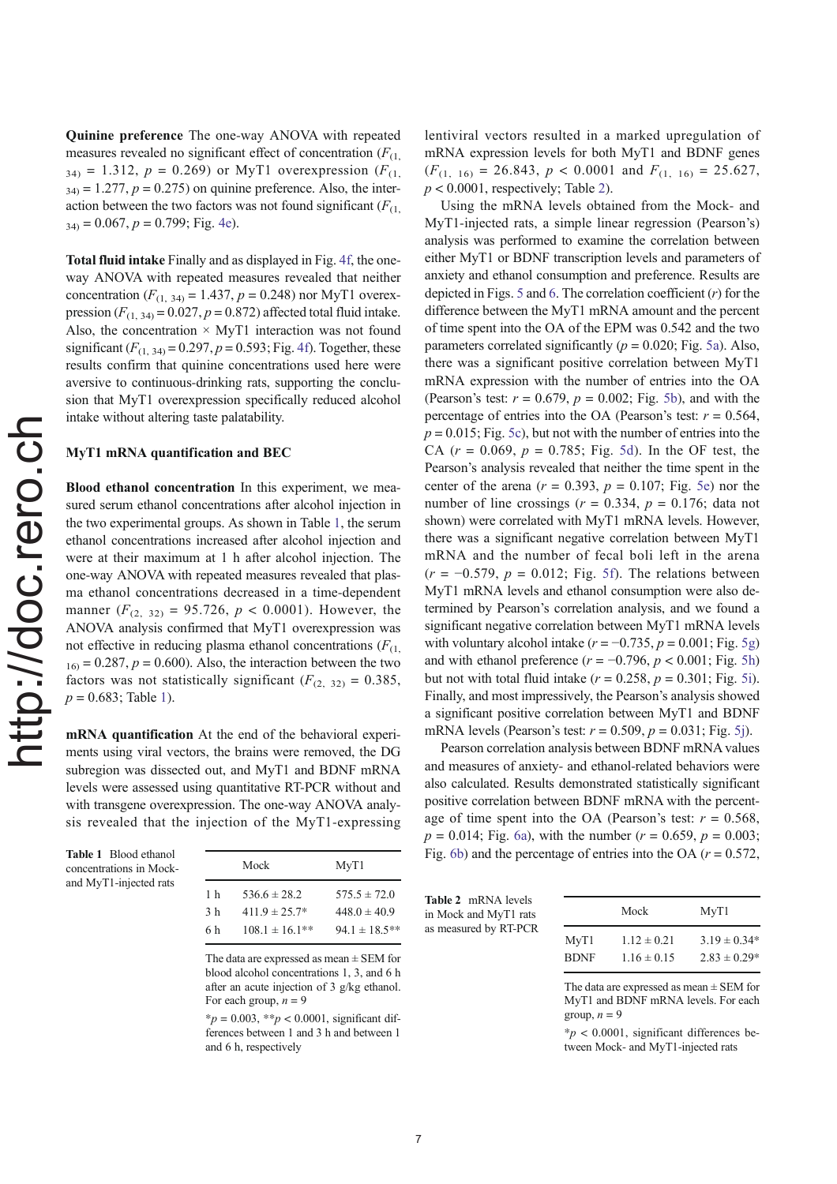**Quinine preference** The one-way ANOVA with repeated measures revealed no significant effect of concentration ($F_{(1, 34)} = 1.312$, $p = 0.269$) or MyT1 overexpression ($F_{(1, 34)} = 1.277$, $p = 0.275$) on quinine preference. Also, the interaction between the two factors was not found significant ($F_{(1, 34)} = 0.067$, $p = 0.799$; Fig. 4e).

**Total fluid intake** Finally and as displayed in Fig. 4f, the one-way ANOVA with repeated measures revealed that neither concentration ($F_{(1, 34)} = 1.437$, $p = 0.248$) nor MyT1 overexpression ($F_{(1, 34)} = 0.027$, $p = 0.872$) affected total fluid intake. Also, the concentration × MyT1 interaction was not found significant ($F_{(1, 34)} = 0.297$, $p = 0.593$; Fig. 4f). Together, these results confirm that quinine concentrations used here were aversive to continuous-drinking rats, supporting the conclusion that MyT1 overexpression specifically reduced alcohol intake without altering taste palatability.

### MyT1 mRNA quantification and BEC

**Blood ethanol concentration** In this experiment, we measured serum ethanol concentrations after alcohol injection in the two experimental groups. As shown in Table 1, the serum ethanol concentrations increased after alcohol injection and were at their maximum at 1 h after alcohol injection. The one-way ANOVA with repeated measures revealed that plasma ethanol concentrations decreased in a time-dependent manner ($F_{(2, 32)} = 95.726$, $p < 0.0001$). However, the ANOVA analysis confirmed that MyT1 overexpression was not effective in reducing plasma ethanol concentrations ($F_{(1, 16)} = 0.287$, $p = 0.600$). Also, the interaction between the two factors was not statistically significant ($F_{(2, 32)} = 0.385$, $p = 0.683$; Table 1).

**mRNA quantification** At the end of the behavioral experiments using viral vectors, the brains were removed, the DG subregion was dissected out, and MyT1 and BDNF mRNA levels were assessed using quantitative RT-PCR without and with transgene overexpression. The one-way ANOVA analysis revealed that the injection of the MyT1-expressing lentiviral vectors resulted in a marked upregulation of mRNA expression levels for both MyT1 and BDNF genes ($F_{(1, 16)} = 26.843$, $p < 0.0001$ and $F_{(1, 16)} = 25.627$, $p < 0.0001$, respectively; Table 2).

Using the mRNA levels obtained from the Mock- and MyT1-injected rats, a simple linear regression (Pearson's) analysis was performed to examine the correlation between either MyT1 or BDNF transcription levels and parameters of anxiety and ethanol consumption and preference. Results are depicted in Figs. 5 and 6. The correlation coefficient ($r$) for the difference between the MyT1 mRNA amount and the percent of time spent into the OA of the EPM was 0.542 and the two parameters correlated significantly ($p = 0.020$; Fig. 5a). Also, there was a significant positive correlation between MyT1 mRNA expression with the number of entries into the OA (Pearson's test: $r = 0.679$, $p = 0.002$; Fig. 5b), and with the percentage of entries into the OA (Pearson's test: $r = 0.564$, $p = 0.015$; Fig. 5c), but not with the number of entries into the CA ($r = 0.069$, $p = 0.785$; Fig. 5d). In the OF test, the Pearson's analysis revealed that neither the time spent in the center of the arena ($r = 0.393$, $p = 0.107$; Fig. 5e) nor the number of line crossings ($r = 0.334$, $p = 0.176$; data not shown) were correlated with MyT1 mRNA levels. However, there was a significant negative correlation between MyT1 mRNA and the number of fecal boli left in the arena ($r = -0.579$, $p = 0.012$; Fig. 5f). The relations between MyT1 mRNA levels and ethanol consumption were also determined by Pearson's correlation analysis, and we found a significant negative correlation between MyT1 mRNA levels with voluntary alcohol intake ($r = -0.735$, $p = 0.001$; Fig. 5g) and with ethanol preference ($r = -0.796$, $p < 0.001$; Fig. 5h) but not with total fluid intake ($r = 0.258$, $p = 0.301$; Fig. 5i). Finally, and most impressively, the Pearson's analysis showed a significant positive correlation between MyT1 and BDNF mRNA levels (Pearson's test: $r = 0.509$, $p = 0.031$; Fig. 5j).

Pearson correlation analysis between BDNF mRNA values and measures of anxiety- and ethanol-related behaviors were also calculated. Results demonstrated statistically significant positive correlation between BDNF mRNA with the percentage of time spent into the OA (Pearson's test: $r = 0.568$, $p = 0.014$; Fig. 6a), with the number ($r = 0.659$, $p = 0.003$; Fig. 6b) and the percentage of entries into the OA ($r = 0.572$,

**Table 1** Blood ethanol concentrations in Mock- and MyT1-injected rats

| | Mock | MyT1 |
|---|---|---|
| 1 h | 536.6 ± 28.2 | 575.5 ± 72.0 |
| 3 h | 411.9 ± 25.7* | 448.0 ± 40.9 |
| 6 h | 108.1 ± 16.1** | 94.1 ± 18.5** |

The data are expressed as mean ± SEM for blood alcohol concentrations 1, 3, and 6 h after an acute injection of 3 g/kg ethanol. For each group, $n = 9$

*$p = 0.003$, **$p < 0.0001$, significant differences between 1 and 3 h and between 1 and 6 h, respectively

**Table 2** mRNA levels in Mock and MyT1 rats as measured by RT-PCR

| | Mock | MyT1 |
|---|---|---|
| MyT1 | 1.12 ± 0.21 | 3.19 ± 0.34* |
| BDNF | 1.16 ± 0.15 | 2.83 ± 0.29* |

The data are expressed as mean ± SEM for MyT1 and BDNF mRNA levels. For each group, $n = 9$

*$p < 0.0001$, significant differences between Mock- and MyT1-injected rats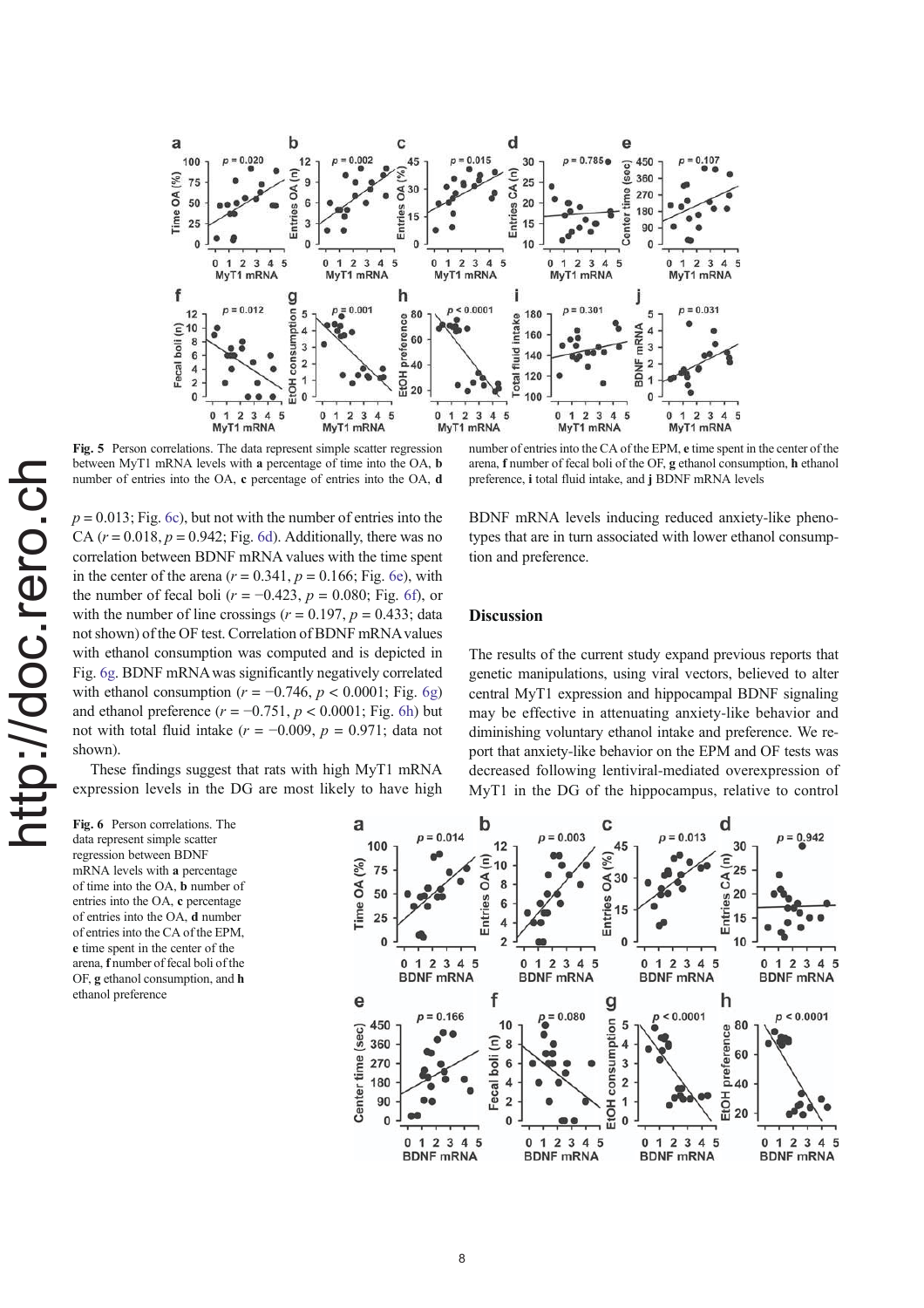**Fig. 5** Person correlations. The data represent simple scatter regression between MyT1 mRNA levels with **a** percentage of time into the OA, **b** number of entries into the OA, **c** percentage of entries into the OA, **d** number of entries into the CA of the EPM, **e** time spent in the center of the arena, **f** number of fecal boli of the OF, **g** ethanol consumption, **h** ethanol preference, **i** total fluid intake, and **j** BDNF mRNA levels

$p = 0.013$; Fig. 6c), but not with the number of entries into the CA ($r = 0.018$, $p = 0.942$; Fig. 6d). Additionally, there was no correlation between BDNF mRNA values with the time spent in the center of the arena ($r = 0.341$, $p = 0.166$; Fig. 6e), with the number of fecal boli ($r = -0.423$, $p = 0.080$; Fig. 6f), or with the number of line crossings ($r = 0.197$, $p = 0.433$; data not shown) of the OF test. Correlation of BDNF mRNA values with ethanol consumption was computed and is depicted in Fig. 6g. BDNF mRNA was significantly negatively correlated with ethanol consumption ($r = -0.746$, $p < 0.0001$; Fig. 6g) and ethanol preference ($r = -0.751$, $p < 0.0001$; Fig. 6h) but not with total fluid intake ($r = -0.009$, $p = 0.971$; data not shown).

These findings suggest that rats with high MyT1 mRNA expression levels in the DG are most likely to have high BDNF mRNA levels inducing reduced anxiety-like phenotypes that are in turn associated with lower ethanol consumption and preference.

**Fig. 6** Person correlations. The data represent simple scatter regression between BDNF mRNA levels with **a** percentage of time into the OA, **b** number of entries into the OA, **c** percentage of entries into the OA, **d** number of entries into the CA of the EPM, **e** time spent in the center of the arena, **f** number of fecal boli of the OF, **g** ethanol consumption, and **h** ethanol preference

## Discussion

The results of the current study expand previous reports that genetic manipulations, using viral vectors, believed to alter central MyT1 expression and hippocampal BDNF signaling may be effective in attenuating anxiety-like behavior and diminishing voluntary ethanol intake and preference. We report that anxiety-like behavior on the EPM and OF tests was decreased following lentiviral-mediated overexpression of MyT1 in the DG of the hippocampus, relative to control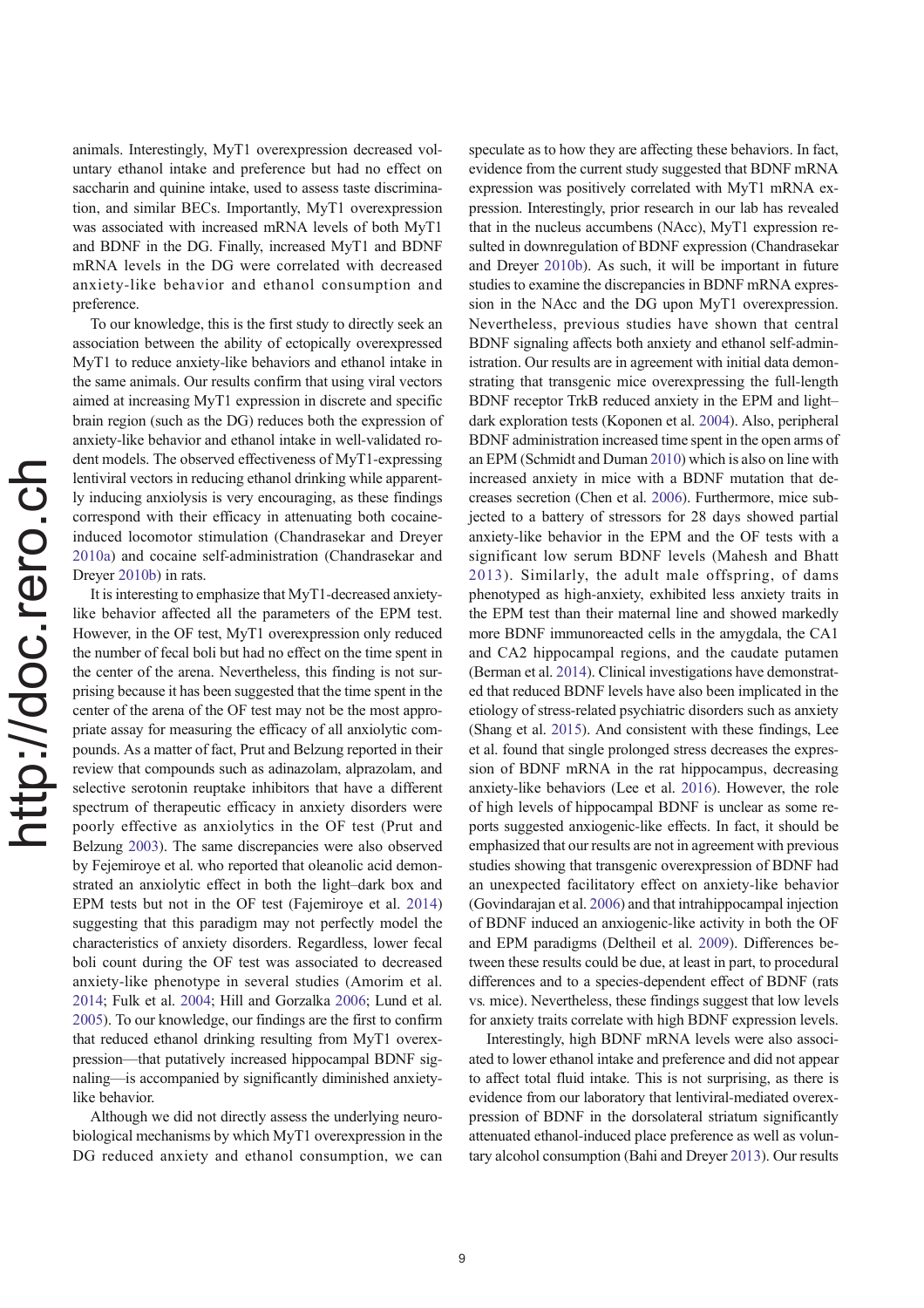animals. Interestingly, MyT1 overexpression decreased voluntary ethanol intake and preference but had no effect on saccharin and quinine intake, used to assess taste discrimination, and similar BECs. Importantly, MyT1 overexpression was associated with increased mRNA levels of both MyT1 and BDNF in the DG. Finally, increased MyT1 and BDNF mRNA levels in the DG were correlated with decreased anxiety-like behavior and ethanol consumption and preference.

To our knowledge, this is the first study to directly seek an association between the ability of ectopically overexpressed MyT1 to reduce anxiety-like behaviors and ethanol intake in the same animals. Our results confirm that using viral vectors aimed at increasing MyT1 expression in discrete and specific brain region (such as the DG) reduces both the expression of anxiety-like behavior and ethanol intake in well-validated rodent models. The observed effectiveness of MyT1-expressing lentiviral vectors in reducing ethanol drinking while apparently inducing anxiolysis is very encouraging, as these findings correspond with their efficacy in attenuating both cocaine-induced locomotor stimulation (Chandrasekar and Dreyer 2010a) and cocaine self-administration (Chandrasekar and Dreyer 2010b) in rats.

It is interesting to emphasize that MyT1-decreased anxiety-like behavior affected all the parameters of the EPM test. However, in the OF test, MyT1 overexpression only reduced the number of fecal boli but had no effect on the time spent in the center of the arena. Nevertheless, this finding is not surprising because it has been suggested that the time spent in the center of the arena of the OF test may not be the most appropriate assay for measuring the efficacy of all anxiolytic compounds. As a matter of fact, Prut and Belzung reported in their review that compounds such as adinazolam, alprazolam, and selective serotonin reuptake inhibitors that have a different spectrum of therapeutic efficacy in anxiety disorders were poorly effective as anxiolytics in the OF test (Prut and Belzung 2003). The same discrepancies were also observed by Fejemiroye et al. who reported that oleanolic acid demonstrated an anxiolytic effect in both the light–dark box and EPM tests but not in the OF test (Fajemiroye et al. 2014) suggesting that this paradigm may not perfectly model the characteristics of anxiety disorders. Regardless, lower fecal boli count during the OF test was associated to decreased anxiety-like phenotype in several studies (Amorim et al. 2014; Fulk et al. 2004; Hill and Gorzalka 2006; Lund et al. 2005). To our knowledge, our findings are the first to confirm that reduced ethanol drinking resulting from MyT1 overexpression—that putatively increased hippocampal BDNF signaling—is accompanied by significantly diminished anxiety-like behavior.

Although we did not directly assess the underlying neurobiological mechanisms by which MyT1 overexpression in the DG reduced anxiety and ethanol consumption, we can speculate as to how they are affecting these behaviors. In fact, evidence from the current study suggested that BDNF mRNA expression was positively correlated with MyT1 mRNA expression. Interestingly, prior research in our lab has revealed that in the nucleus accumbens (NAcc), MyT1 expression resulted in downregulation of BDNF expression (Chandrasekar and Dreyer 2010b). As such, it will be important in future studies to examine the discrepancies in BDNF mRNA expression in the NAcc and the DG upon MyT1 overexpression. Nevertheless, previous studies have shown that central BDNF signaling affects both anxiety and ethanol self-administration. Our results are in agreement with initial data demonstrating that transgenic mice overexpressing the full-length BDNF receptor TrkB reduced anxiety in the EPM and light–dark exploration tests (Koponen et al. 2004). Also, peripheral BDNF administration increased time spent in the open arms of an EPM (Schmidt and Duman 2010) which is also on line with increased anxiety in mice with a BDNF mutation that decreases secretion (Chen et al. 2006). Furthermore, mice subjected to a battery of stressors for 28 days showed partial anxiety-like behavior in the EPM and the OF tests with a significant low serum BDNF levels (Mahesh and Bhatt 2013). Similarly, the adult male offspring, of dams phenotyped as high-anxiety, exhibited less anxiety traits in the EPM test than their maternal line and showed markedly more BDNF immunoreacted cells in the amygdala, the CA1 and CA2 hippocampal regions, and the caudate putamen (Berman et al. 2014). Clinical investigations have demonstrated that reduced BDNF levels have also been implicated in the etiology of stress-related psychiatric disorders such as anxiety (Shang et al. 2015). And consistent with these findings, Lee et al. found that single prolonged stress decreases the expression of BDNF mRNA in the rat hippocampus, decreasing anxiety-like behaviors (Lee et al. 2016). However, the role of high levels of hippocampal BDNF is unclear as some reports suggested anxiogenic-like effects. In fact, it should be emphasized that our results are not in agreement with previous studies showing that transgenic overexpression of BDNF had an unexpected facilitatory effect on anxiety-like behavior (Govindarajan et al. 2006) and that intrahippocampal injection of BDNF induced an anxiogenic-like activity in both the OF and EPM paradigms (Deltheil et al. 2009). Differences between these results could be due, at least in part, to procedural differences and to a species-dependent effect of BDNF (rats vs. mice). Nevertheless, these findings suggest that low levels for anxiety traits correlate with high BDNF expression levels.

Interestingly, high BDNF mRNA levels were also associated to lower ethanol intake and preference and did not appear to affect total fluid intake. This is not surprising, as there is evidence from our laboratory that lentiviral-mediated overexpression of BDNF in the dorsolateral striatum significantly attenuated ethanol-induced place preference as well as voluntary alcohol consumption (Bahi and Dreyer 2013). Our results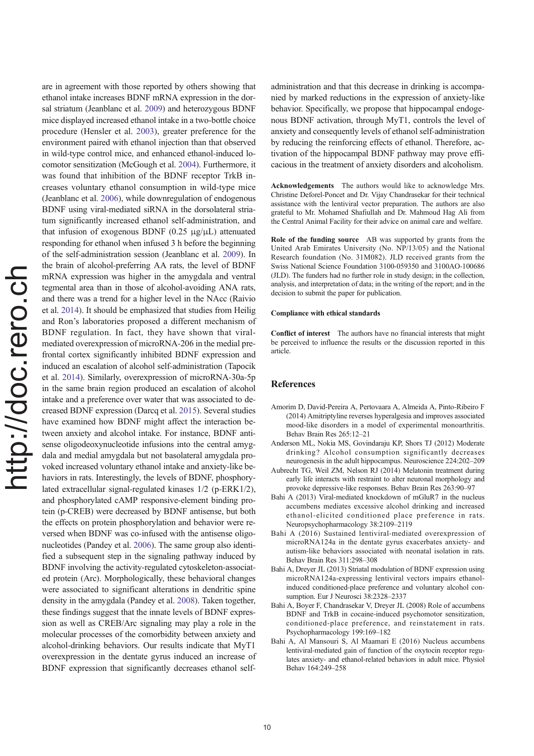are in agreement with those reported by others showing that ethanol intake increases BDNF mRNA expression in the dorsal striatum (Jeanblanc et al. 2009) and heterozygous BDNF mice displayed increased ethanol intake in a two-bottle choice procedure (Hensler et al. 2003), greater preference for the environment paired with ethanol injection than that observed in wild-type control mice, and enhanced ethanol-induced locomotor sensitization (McGough et al. 2004). Furthermore, it was found that inhibition of the BDNF receptor TrkB increases voluntary ethanol consumption in wild-type mice (Jeanblanc et al. 2006), while downregulation of endogenous BDNF using viral-mediated siRNA in the dorsolateral striatum significantly increased ethanol self-administration, and that infusion of exogenous BDNF (0.25 μg/μL) attenuated responding for ethanol when infused 3 h before the beginning of the self-administration session (Jeanblanc et al. 2009). In the brain of alcohol-preferring AA rats, the level of BDNF mRNA expression was higher in the amygdala and ventral tegmental area than in those of alcohol-avoiding ANA rats, and there was a trend for a higher level in the NAcc (Raivio et al. 2014). It should be emphasized that studies from Heilig and Ron's laboratories proposed a different mechanism of BDNF regulation. In fact, they have shown that viral-mediated overexpression of microRNA-206 in the medial prefrontal cortex significantly inhibited BDNF expression and induced an escalation of alcohol self-administration (Tapocik et al. 2014). Similarly, overexpression of microRNA-30a-5p in the same brain region produced an escalation of alcohol intake and a preference over water that was associated to decreased BDNF expression (Darcq et al. 2015). Several studies have examined how BDNF might affect the interaction between anxiety and alcohol intake. For instance, BDNF antisense oligodeoxynucleotide infusions into the central amygdala and medial amygdala but not basolateral amygdala provoked increased voluntary ethanol intake and anxiety-like behaviors in rats. Interestingly, the levels of BDNF, phosphorylated extracellular signal-regulated kinases 1/2 (p-ERK1/2), and phosphorylated cAMP responsive-element binding protein (p-CREB) were decreased by BDNF antisense, but both the effects on protein phosphorylation and behavior were reversed when BDNF was co-infused with the antisense oligonucleotides (Pandey et al. 2006). The same group also identified a subsequent step in the signaling pathway induced by BDNF involving the activity-regulated cytoskeleton-associated protein (Arc). Morphologically, these behavioral changes were associated to significant alterations in dendritic spine density in the amygdala (Pandey et al. 2008). Taken together, these findings suggest that the innate levels of BDNF expression as well as CREB/Arc signaling may play a role in the molecular processes of the comorbidity between anxiety and alcohol-drinking behaviors. Our results indicate that MyT1 overexpression in the dentate gyrus induced an increase of BDNF expression that significantly decreases ethanol self-administration and that this decrease in drinking is accompanied by marked reductions in the expression of anxiety-like behavior. Specifically, we propose that hippocampal endogenous BDNF activation, through MyT1, controls the level of anxiety and consequently levels of ethanol self-administration by reducing the reinforcing effects of ethanol. Therefore, activation of the hippocampal BDNF pathway may prove efficacious in the treatment of anxiety disorders and alcoholism.

**Acknowledgements** The authors would like to acknowledge Mrs. Christine Deforel-Poncet and Dr. Vijay Chandrasekar for their technical assistance with the lentiviral vector preparation. The authors are also grateful to Mr. Mohamed Shafiullah and Dr. Mahmoud Hag Ali from the Central Animal Facility for their advice on animal care and welfare.

**Role of the funding source** AB was supported by grants from the United Arab Emirates University (No. NP/13/05) and the National Research foundation (No. 31M082). JLD received grants from the Swiss National Science Foundation 3100-059350 and 3100AO-100686 (JLD). The funders had no further role in study design; in the collection, analysis, and interpretation of data; in the writing of the report; and in the decision to submit the paper for publication.

**Compliance with ethical standards**

**Conflict of interest** The authors have no financial interests that might be perceived to influence the results or the discussion reported in this article.

## References

Amorim D, David-Pereira A, Pertovaara A, Almeida A, Pinto-Ribeiro F (2014) Amitriptyline reverses hyperalgesia and improves associated mood-like disorders in a model of experimental monoarthritis. Behav Brain Res 265:12–21

Anderson ML, Nokia MS, Govindaraju KP, Shors TJ (2012) Moderate drinking? Alcohol consumption significantly decreases neurogenesis in the adult hippocampus. Neuroscience 224:202–209

Aubrecht TG, Weil ZM, Nelson RJ (2014) Melatonin treatment during early life interacts with restraint to alter neuronal morphology and provoke depressive-like responses. Behav Brain Res 263:90–97

Bahi A (2013) Viral-mediated knockdown of mGluR7 in the nucleus accumbens mediates excessive alcohol drinking and increased ethanol-elicited conditioned place preference in rats. Neuropsychopharmacology 38:2109–2119

Bahi A (2016) Sustained lentiviral-mediated overexpression of microRNA124a in the dentate gyrus exacerbates anxiety- and autism-like behaviors associated with neonatal isolation in rats. Behav Brain Res 311:298–308

Bahi A, Dreyer JL (2013) Striatal modulation of BDNF expression using microRNA124a-expressing lentiviral vectors impairs ethanol-induced conditioned-place preference and voluntary alcohol consumption. Eur J Neurosci 38:2328–2337

Bahi A, Boyer F, Chandrasekar V, Dreyer JL (2008) Role of accumbens BDNF and TrkB in cocaine-induced psychomotor sensitization, conditioned-place preference, and reinstatement in rats. Psychopharmacology 199:169–182

Bahi A, Al Mansouri S, Al Maamari E (2016) Nucleus accumbens lentiviral-mediated gain of function of the oxytocin receptor regulates anxiety- and ethanol-related behaviors in adult mice. Physiol Behav 164:249–258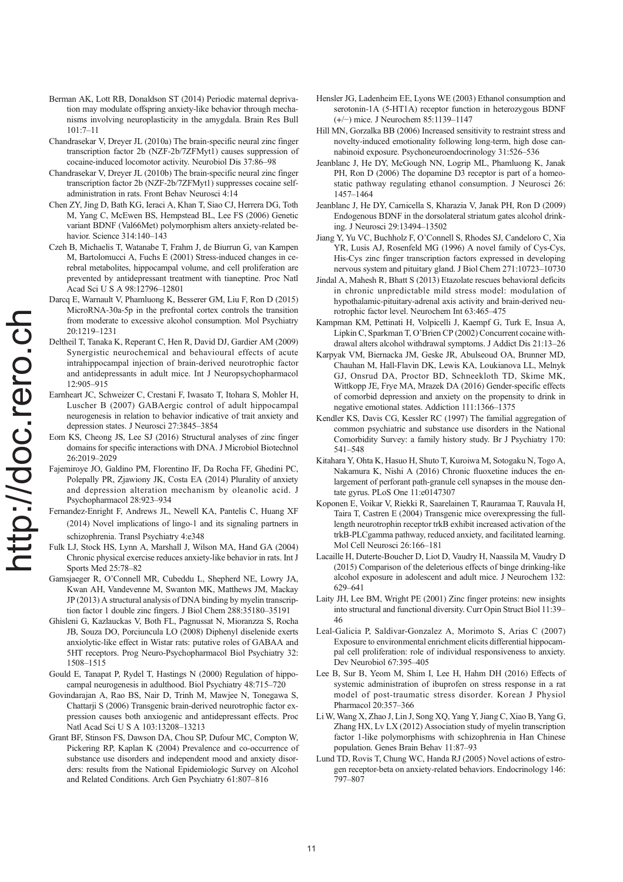Berman AK, Lott RB, Donaldson ST (2014) Periodic maternal deprivation may modulate offspring anxiety-like behavior through mechanisms involving neuroplasticity in the amygdala. Brain Res Bull 101:7–11

Chandrasekar V, Dreyer JL (2010a) The brain-specific neural zinc finger transcription factor 2b (NZF-2b/7ZFMyt1) causes suppression of cocaine-induced locomotor activity. Neurobiol Dis 37:86–98

Chandrasekar V, Dreyer JL (2010b) The brain-specific neural zinc finger transcription factor 2b (NZF-2b/7ZFMyt1) suppresses cocaine self-administration in rats. Front Behav Neurosci 4:14

Chen ZY, Jing D, Bath KG, Ieraci A, Khan T, Siao CJ, Herrera DG, Toth M, Yang C, McEwen BS, Hempstead BL, Lee FS (2006) Genetic variant BDNF (Val66Met) polymorphism alters anxiety-related behavior. Science 314:140–143

Czeh B, Michaelis T, Watanabe T, Frahm J, de Biurrun G, van Kampen M, Bartolomucci A, Fuchs E (2001) Stress-induced changes in cerebral metabolites, hippocampal volume, and cell proliferation are prevented by antidepressant treatment with tianeptine. Proc Natl Acad Sci U S A 98:12796–12801

Darcq E, Warnault V, Phamluong K, Besserer GM, Liu F, Ron D (2015) MicroRNA-30a-5p in the prefrontal cortex controls the transition from moderate to excessive alcohol consumption. Mol Psychiatry 20:1219–1231

Deltheil T, Tanaka K, Reperant C, Hen R, David DJ, Gardier AM (2009) Synergistic neurochemical and behavioural effects of acute intrahippocampal injection of brain-derived neurotrophic factor and antidepressants in adult mice. Int J Neuropsychopharmacol 12:905–915

Earnheart JC, Schweizer C, Crestani F, Iwasato T, Itohara S, Mohler H, Luscher B (2007) GABAergic control of adult hippocampal neurogenesis in relation to behavior indicative of trait anxiety and depression states. J Neurosci 27:3845–3854

Eom KS, Cheong JS, Lee SJ (2016) Structural analyses of zinc finger domains for specific interactions with DNA. J Microbiol Biotechnol 26:2019–2029

Fajemiroye JO, Galdino PM, Florentino IF, Da Rocha FF, Ghedini PC, Polepally PR, Zjawiony JK, Costa EA (2014) Plurality of anxiety and depression alteration mechanism by oleanolic acid. J Psychopharmacol 28:923–934

Fernandez-Enright F, Andrews JL, Newell KA, Pantelis C, Huang XF (2014) Novel implications of lingo-1 and its signaling partners in schizophrenia. Transl Psychiatry 4:e348

Fulk LJ, Stock HS, Lynn A, Marshall J, Wilson MA, Hand GA (2004) Chronic physical exercise reduces anxiety-like behavior in rats. Int J Sports Med 25:78–82

Gamsjaeger R, O'Connell MR, Cubeddu L, Shepherd NE, Lowry JA, Kwan AH, Vandevenne M, Swanton MK, Matthews JM, Mackay JP (2013) A structural analysis of DNA binding by myelin transcription factor 1 double zinc fingers. J Biol Chem 288:35180–35191

Ghisleni G, Kazlauckas V, Both FL, Pagnussat N, Mioranzza S, Rocha JB, Souza DO, Porciuncula LO (2008) Diphenyl diselenide exerts anxiolytic-like effect in Wistar rats: putative roles of GABAA and 5HT receptors. Prog Neuro-Psychopharmacol Biol Psychiatry 32: 1508–1515

Gould E, Tanapat P, Rydel T, Hastings N (2000) Regulation of hippocampal neurogenesis in adulthood. Biol Psychiatry 48:715–720

Govindarajan A, Rao BS, Nair D, Trinh M, Mawjee N, Tonegawa S, Chattarji S (2006) Transgenic brain-derived neurotrophic factor expression causes both anxiogenic and antidepressant effects. Proc Natl Acad Sci U S A 103:13208–13213

Grant BF, Stinson FS, Dawson DA, Chou SP, Dufour MC, Compton W, Pickering RP, Kaplan K (2004) Prevalence and co-occurrence of substance use disorders and independent mood and anxiety disorders: results from the National Epidemiologic Survey on Alcohol and Related Conditions. Arch Gen Psychiatry 61:807–816

Hensler JG, Ladenheim EE, Lyons WE (2003) Ethanol consumption and serotonin-1A (5-HT1A) receptor function in heterozygous BDNF (+/−) mice. J Neurochem 85:1139–1147

Hill MN, Gorzalka BB (2006) Increased sensitivity to restraint stress and novelty-induced emotionality following long-term, high dose cannabinoid exposure. Psychoneuroendocrinology 31:526–536

Jeanblanc J, He DY, McGough NN, Logrip ML, Phamluong K, Janak PH, Ron D (2006) The dopamine D3 receptor is part of a homeostatic pathway regulating ethanol consumption. J Neurosci 26: 1457–1464

Jeanblanc J, He DY, Carnicella S, Kharazia V, Janak PH, Ron D (2009) Endogenous BDNF in the dorsolateral striatum gates alcohol drinking. J Neurosci 29:13494–13502

Jiang Y, Yu VC, Buchholz F, O'Connell S, Rhodes SJ, Candeloro C, Xia YR, Lusis AJ, Rosenfeld MG (1996) A novel family of Cys-Cys, His-Cys zinc finger transcription factors expressed in developing nervous system and pituitary gland. J Biol Chem 271:10723–10730

Jindal A, Mahesh R, Bhatt S (2013) Etazolate rescues behavioral deficits in chronic unpredictable mild stress model: modulation of hypothalamic-pituitary-adrenal axis activity and brain-derived neurotrophic factor level. Neurochem Int 63:465–475

Kampman KM, Pettinati H, Volpicelli J, Kaempf G, Turk E, Insua A, Lipkin C, Sparkman T, O'Brien CP (2002) Concurrent cocaine withdrawal alters alcohol withdrawal symptoms. J Addict Dis 21:13–26

Karpyak VM, Biernacka JM, Geske JR, Abulseoud OA, Brunner MD, Chauhan M, Hall-Flavin DK, Lewis KA, Loukianova LL, Melnyk GJ, Onsrud DA, Proctor BD, Schneekloth TD, Skime MK, Wittkopp JE, Frye MA, Mrazek DA (2016) Gender-specific effects of comorbid depression and anxiety on the propensity to drink in negative emotional states. Addiction 111:1366–1375

Kendler KS, Davis CG, Kessler RC (1997) The familial aggregation of common psychiatric and substance use disorders in the National Comorbidity Survey: a family history study. Br J Psychiatry 170: 541–548

Kitahara Y, Ohta K, Hasuo H, Shuto T, Kuroiwa M, Sotogaku N, Togo A, Nakamura K, Nishi A (2016) Chronic fluoxetine induces the enlargement of perforant path-granule cell synapses in the mouse dentate gyrus. PLoS One 11:e0147307

Koponen E, Voikar V, Riekki R, Saarelainen T, Rauramaa T, Rauvala H, Taira T, Castren E (2004) Transgenic mice overexpressing the full-length neurotrophin receptor trkB exhibit increased activation of the trkB-PLCgamma pathway, reduced anxiety, and facilitated learning. Mol Cell Neurosci 26:166–181

Lacaille H, Duterte-Boucher D, Liot D, Vaudry H, Naassila M, Vaudry D (2015) Comparison of the deleterious effects of binge drinking-like alcohol exposure in adolescent and adult mice. J Neurochem 132: 629–641

Laity JH, Lee BM, Wright PE (2001) Zinc finger proteins: new insights into structural and functional diversity. Curr Opin Struct Biol 11:39–46

Leal-Galicia P, Saldivar-Gonzalez A, Morimoto S, Arias C (2007) Exposure to environmental enrichment elicits differential hippocampal cell proliferation: role of individual responsiveness to anxiety. Dev Neurobiol 67:395–405

Lee B, Sur B, Yeom M, Shim I, Lee H, Hahm DH (2016) Effects of systemic administration of ibuprofen on stress response in a rat model of post-traumatic stress disorder. Korean J Physiol Pharmacol 20:357–366

Li W, Wang X, Zhao J, Lin J, Song XQ, Yang Y, Jiang C, Xiao B, Yang G, Zhang HX, Lv LX (2012) Association study of myelin transcription factor 1-like polymorphisms with schizophrenia in Han Chinese population. Genes Brain Behav 11:87–93

Lund TD, Rovis T, Chung WC, Handa RJ (2005) Novel actions of estrogen receptor-beta on anxiety-related behaviors. Endocrinology 146: 797–807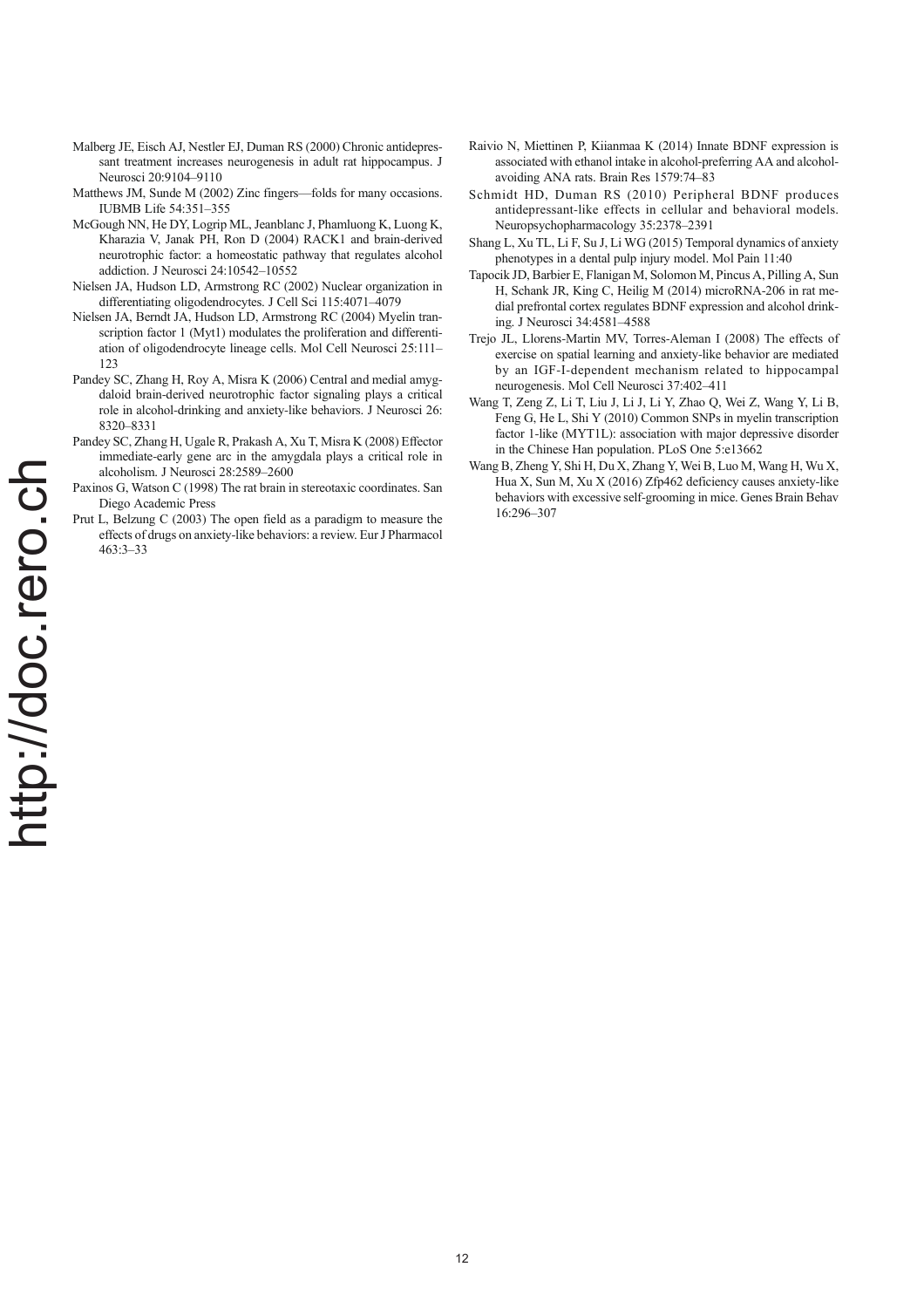Malberg JE, Eisch AJ, Nestler EJ, Duman RS (2000) Chronic antidepressant treatment increases neurogenesis in adult rat hippocampus. J Neurosci 20:9104–9110

Matthews JM, Sunde M (2002) Zinc fingers—folds for many occasions. IUBMB Life 54:351–355

McGough NN, He DY, Logrip ML, Jeanblanc J, Phamluong K, Luong K, Kharazia V, Janak PH, Ron D (2004) RACK1 and brain-derived neurotrophic factor: a homeostatic pathway that regulates alcohol addiction. J Neurosci 24:10542–10552

Nielsen JA, Hudson LD, Armstrong RC (2002) Nuclear organization in differentiating oligodendrocytes. J Cell Sci 115:4071–4079

Nielsen JA, Berndt JA, Hudson LD, Armstrong RC (2004) Myelin transcription factor 1 (Myt1) modulates the proliferation and differentiation of oligodendrocyte lineage cells. Mol Cell Neurosci 25:111–123

Pandey SC, Zhang H, Roy A, Misra K (2006) Central and medial amygdaloid brain-derived neurotrophic factor signaling plays a critical role in alcohol-drinking and anxiety-like behaviors. J Neurosci 26: 8320–8331

Pandey SC, Zhang H, Ugale R, Prakash A, Xu T, Misra K (2008) Effector immediate-early gene arc in the amygdala plays a critical role in alcoholism. J Neurosci 28:2589–2600

Paxinos G, Watson C (1998) The rat brain in stereotaxic coordinates. San Diego Academic Press

Prut L, Belzung C (2003) The open field as a paradigm to measure the effects of drugs on anxiety-like behaviors: a review. Eur J Pharmacol 463:3–33

Raivio N, Miettinen P, Kiianmaa K (2014) Innate BDNF expression is associated with ethanol intake in alcohol-preferring AA and alcohol-avoiding ANA rats. Brain Res 1579:74–83

Schmidt HD, Duman RS (2010) Peripheral BDNF produces antidepressant-like effects in cellular and behavioral models. Neuropsychopharmacology 35:2378–2391

Shang L, Xu TL, Li F, Su J, Li WG (2015) Temporal dynamics of anxiety phenotypes in a dental pulp injury model. Mol Pain 11:40

Tapocik JD, Barbier E, Flanigan M, Solomon M, Pincus A, Pilling A, Sun H, Schank JR, King C, Heilig M (2014) microRNA-206 in rat medial prefrontal cortex regulates BDNF expression and alcohol drinking. J Neurosci 34:4581–4588

Trejo JL, Llorens-Martin MV, Torres-Aleman I (2008) The effects of exercise on spatial learning and anxiety-like behavior are mediated by an IGF-I-dependent mechanism related to hippocampal neurogenesis. Mol Cell Neurosci 37:402–411

Wang T, Zeng Z, Li T, Liu J, Li J, Li Y, Zhao Q, Wei Z, Wang Y, Li B, Feng G, He L, Shi Y (2010) Common SNPs in myelin transcription factor 1-like (MYT1L): association with major depressive disorder in the Chinese Han population. PLoS One 5:e13662

Wang B, Zheng Y, Shi H, Du X, Zhang Y, Wei B, Luo M, Wang H, Wu X, Hua X, Sun M, Xu X (2016) Zfp462 deficiency causes anxiety-like behaviors with excessive self-grooming in mice. Genes Brain Behav 16:296–307